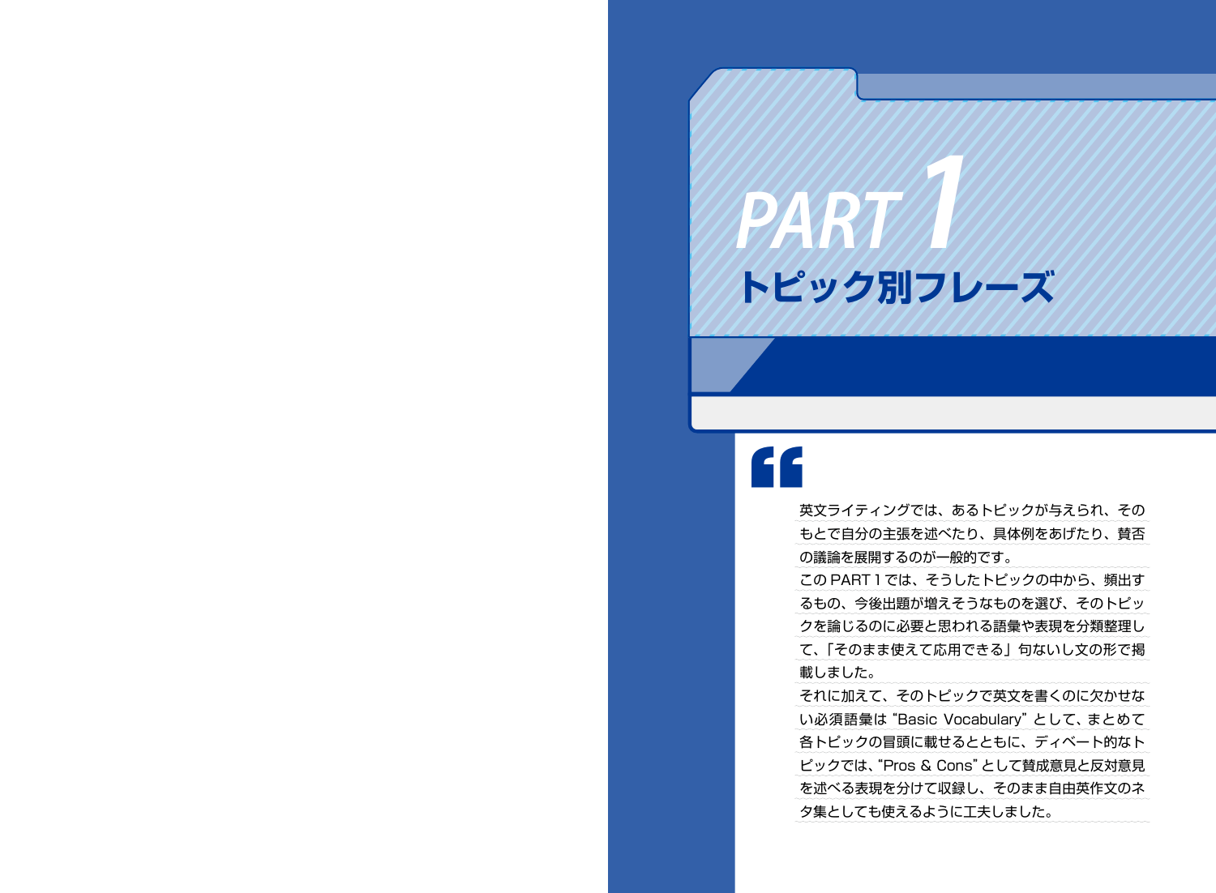# PART 1

## トピック別フレーズ

英文ライティングでは、あるトピックが与えられ、そのもとで自分の主張を述べたり、具体例をあげたり、賛否の議論を展開するのが一般的です。

この PART 1 では、そうしたトピックの中から、頻出するもの、今後出題が増えそうなものを選び、そのトピックを論じるのに必要と思われる語彙や表現を分類整理して、「そのまま使えて応用できる」句ないし文の形で掲載しました。

それに加えて、そのトピックで英文を書くのに欠かせない必須語彙は “Basic Vocabulary” として、まとめて各トピックの冒頭に載せるとともに、ディベート的なトピックでは、“Pros & Cons” として賛成意見と反対意見を述べる表現を分けて収録し、そのまま自由英作文のネタ集としても使えるように工夫しました。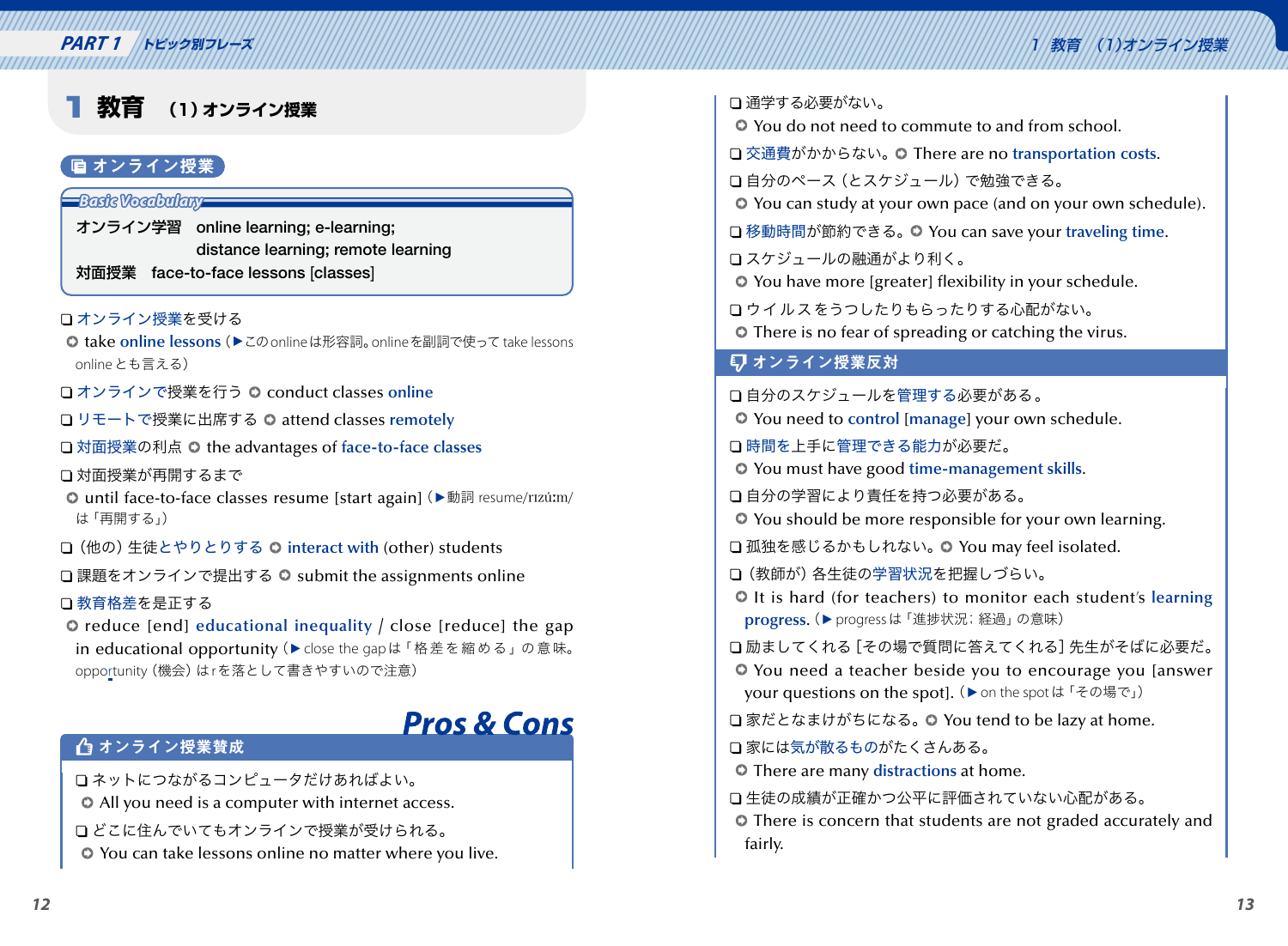# 1 教育　（1）オンライン授業

## オンライン授業

**Basic Vocabulary**

オンライン学習　online learning; e-learning; distance learning; remote learning

対面授業　face-to-face lessons [classes]

- オンライン授業を受ける
  - take online lessons（▶この online は形容詞。online を副詞で使って take lessons online とも言える）
- オンラインで授業を行う　conduct classes online
- リモートで授業に出席する　attend classes remotely
- 対面授業の利点　the advantages of face-to-face classes
- 対面授業が再開するまで
  - until face-to-face classes resume [start again]（▶動詞 resume/rɪzúːm/ は「再開する」）
- （他の）生徒とやりとりする　interact with (other) students
- 課題をオンラインで提出する　submit the assignments online
- 教育格差を是正する
  - reduce [end] educational inequality / close [reduce] the gap in educational opportunity（▶close the gap は「格差を縮める」の意味。opportunity（機会）は r を落として書きやすいので注意）

## Pros & Cons

### オンライン授業賛成

- ネットにつながるコンピュータだけあればよい。
  - All you need is a computer with internet access.
- どこに住んでいてもオンラインで授業が受けられる。
  - You can take lessons online no matter where you live.
- 通学する必要がない。
  - You do not need to commute to and from school.
- 交通費がかからない。 There are no transportation costs.
- 自分のペース（とスケジュール）で勉強できる。
  - You can study at your own pace (and on your own schedule).
- 移動時間が節約できる。 You can save your traveling time.
- スケジュールの融通がより利く。
  - You have more [greater] flexibility in your schedule.
- ウイルスをうつしたりもらったりする心配がない。
  - There is no fear of spreading or catching the virus.

### オンライン授業反対

- 自分のスケジュールを管理する必要がある。
  - You need to control [manage] your own schedule.
- 時間を上手に管理できる能力が必要だ。
  - You must have good time-management skills.
- 自分の学習により責任を持つ必要がある。
  - You should be more responsible for your own learning.
- 孤独を感じるかもしれない。 You may feel isolated.
- （教師が）各生徒の学習状況を把握しづらい。
  - It is hard (for teachers) to monitor each student's learning progress.（▶progress は「進捗状況；経過」の意味）
- 励ましてくれる［その場で質問に答えてくれる］先生がそばに必要だ。
  - You need a teacher beside you to encourage you [answer your questions on the spot].（▶on the spot は「その場で」）
- 家だとなまけがちになる。 You tend to be lazy at home.
- 家には気が散るものがたくさんある。
  - There are many distractions at home.
- 生徒の成績が正確かつ公平に評価されていない心配がある。
  - There is concern that students are not graded accurately and fairly.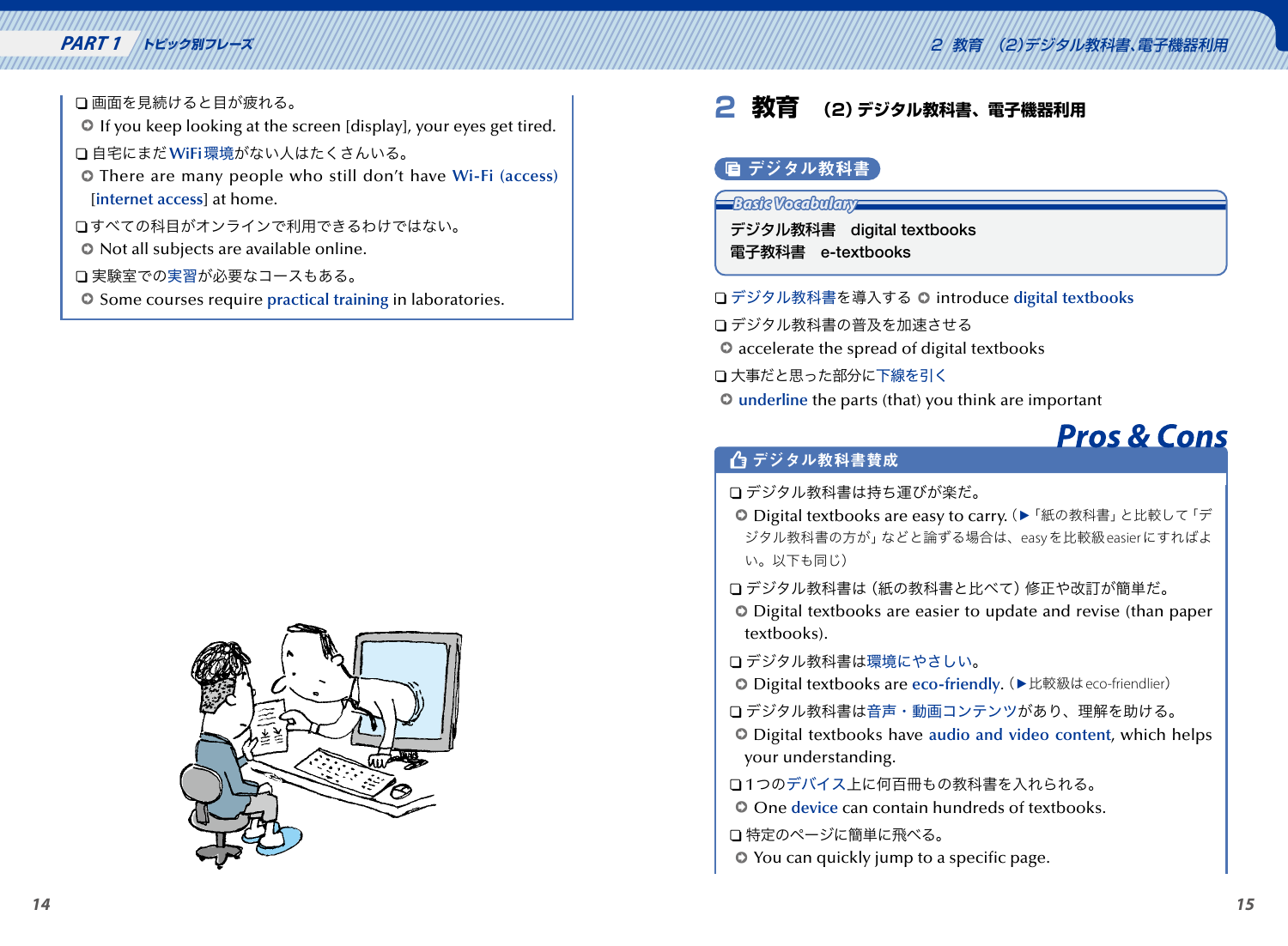❏ 画面を見続けると目が疲れる。
 ✪ If you keep looking at the screen [display], your eyes get tired.

❏ 自宅にまだWiFi環境がない人はたくさんいる。
 ✪ There are many people who still don't have Wi-Fi (access) [internet access] at home.

❏ すべての科目がオンラインで利用できるわけではない。
 ✪ Not all subjects are available online.

❏ 実験室での実習が必要なコースもある。
 ✪ Some courses require practical training in laboratories.

## 2 教育 (2) デジタル教科書、電子機器利用

### デジタル教科書

**Basic Vocabulary**

デジタル教科書　digital textbooks
電子教科書　e-textbooks

❏ デジタル教科書を導入する ✪ introduce digital textbooks

❏ デジタル教科書の普及を加速させる
 ✪ accelerate the spread of digital textbooks

❏ 大事だと思った部分に下線を引く
 ✪ underline the parts (that) you think are important

### Pros & Cons

#### デジタル教科書賛成

❏ デジタル教科書は持ち運びが楽だ。
 ✪ Digital textbooks are easy to carry. (▶「紙の教科書」と比較して「デジタル教科書の方が」などと論ずる場合は、easyを比較級easierにすればよい。以下も同じ)

❏ デジタル教科書は（紙の教科書と比べて）修正や改訂が簡単だ。
 ✪ Digital textbooks are easier to update and revise (than paper textbooks).

❏ デジタル教科書は環境にやさしい。
 ✪ Digital textbooks are eco-friendly. (▶比較級はeco-friendlier)

❏ デジタル教科書は音声・動画コンテンツがあり、理解を助ける。
 ✪ Digital textbooks have audio and video content, which helps your understanding.

❏ 1つのデバイス上に何百冊もの教科書を入れられる。
 ✪ One device can contain hundreds of textbooks.

❏ 特定のページに簡単に飛べる。
 ✪ You can quickly jump to a specific page.